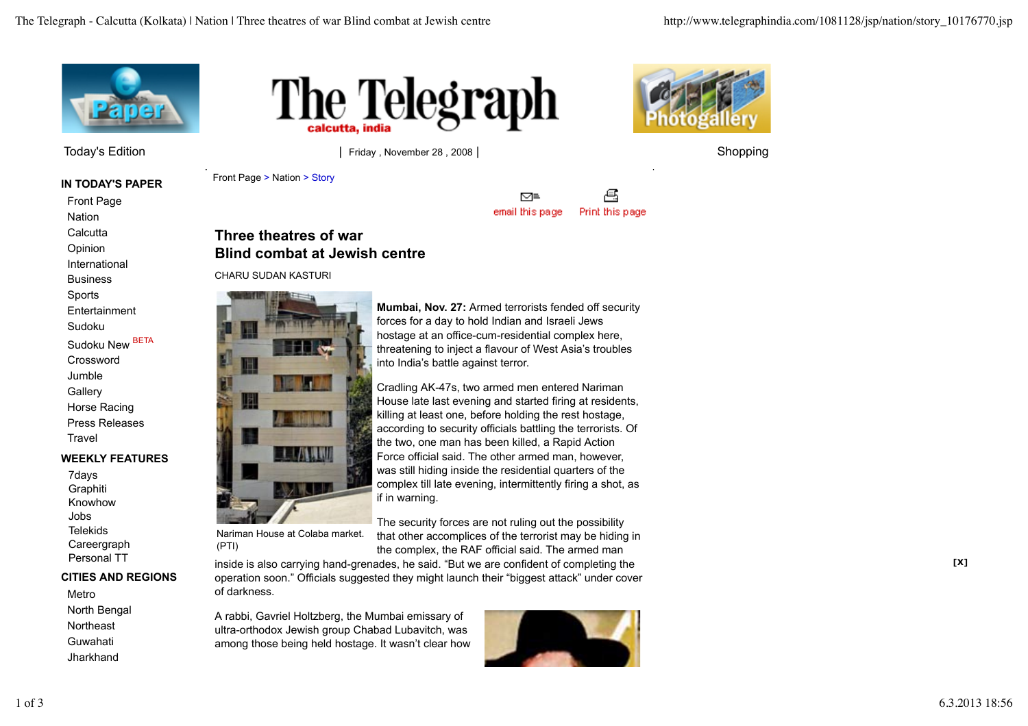Today's Edition | Friday , November 28 , 2008 | Shopping

**IN TODAY'S PAPER**

- Front Page
- Nation
- Calcutta
- Opinion
- International
- Business
- Sports
- Entertainment
- Sudoku
- Sudoku New BETA
- Crossword
- Jumble
- Gallery
- Horse Racing
- Press Releases
- Travel

**WEEKLY FEATURES**

- 7days
- Graphiti
- Knowhow
- Jobs
- Telekids
- Careergraph
- Personal TT

**CITIES AND REGIONS**

- Metro
- North Bengal
- Northeast
- Guwahati
- Jharkhand

Front Page > Nation > Story

email this page Print this page

# Three theatres of war
## Blind combat at Jewish centre

CHARU SUDAN KASTURI

Nariman House at Colaba market. (PTI)

**Mumbai, Nov. 27:** Armed terrorists fended off security forces for a day to hold Indian and Israeli Jews hostage at an office-cum-residential complex here, threatening to inject a flavour of West Asia's troubles into India's battle against terror.

Cradling AK-47s, two armed men entered Nariman House late last evening and started firing at residents, killing at least one, before holding the rest hostage, according to security officials battling the terrorists. Of the two, one man has been killed, a Rapid Action Force official said. The other armed man, however, was still hiding inside the residential quarters of the complex till late evening, intermittently firing a shot, as if in warning.

The security forces are not ruling out the possibility that other accomplices of the terrorist may be hiding in the complex, the RAF official said. The armed man inside is also carrying hand-grenades, he said. "But we are confident of completing the operation soon." Officials suggested they might launch their "biggest attack" under cover of darkness.

A rabbi, Gavriel Holtzberg, the Mumbai emissary of ultra-orthodox Jewish group Chabad Lubavitch, was among those being held hostage. It wasn't clear how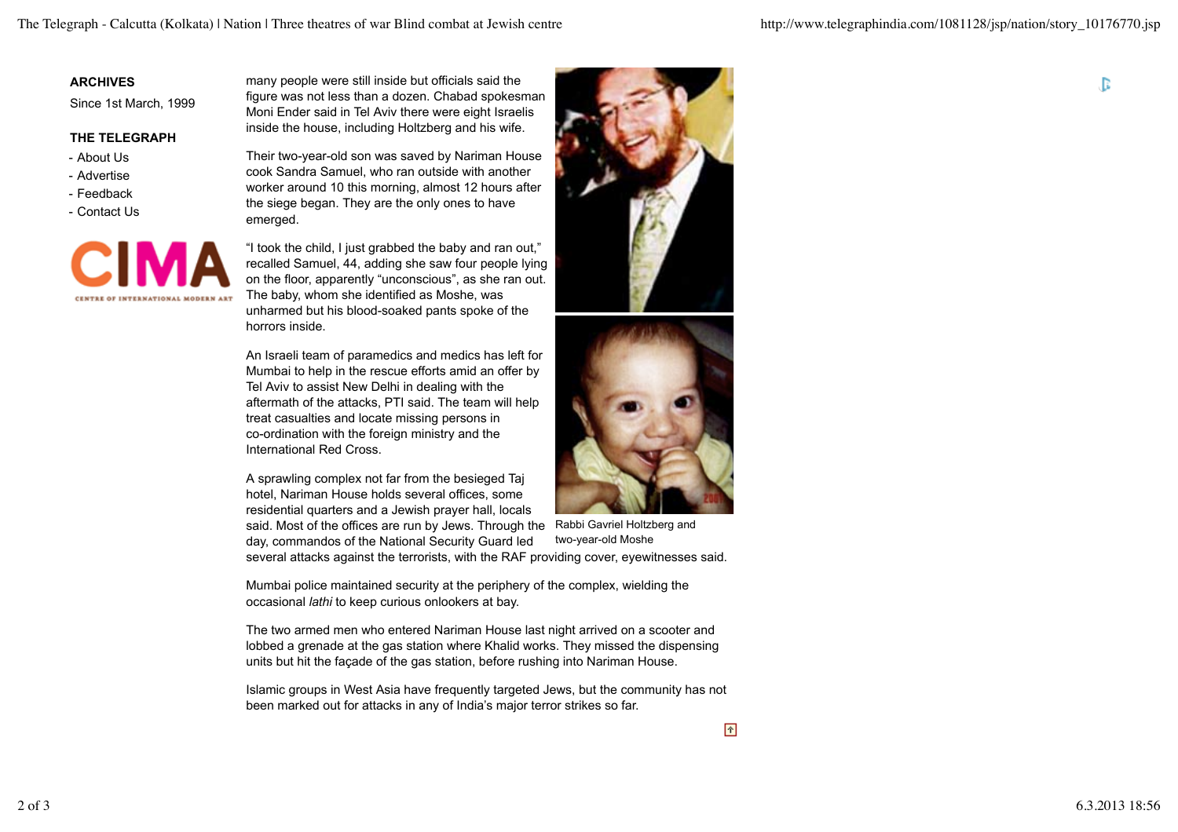many people were still inside but officials said the figure was not less than a dozen. Chabad spokesman Moni Ender said in Tel Aviv there were eight Israelis inside the house, including Holtzberg and his wife.

Their two-year-old son was saved by Nariman House cook Sandra Samuel, who ran outside with another worker around 10 this morning, almost 12 hours after the siege began. They are the only ones to have emerged.

"I took the child, I just grabbed the baby and ran out," recalled Samuel, 44, adding she saw four people lying on the floor, apparently "unconscious", as she ran out. The baby, whom she identified as Moshe, was unharmed but his blood-soaked pants spoke of the horrors inside.

An Israeli team of paramedics and medics has left for Mumbai to help in the rescue efforts amid an offer by Tel Aviv to assist New Delhi in dealing with the aftermath of the attacks, PTI said. The team will help treat casualties and locate missing persons in co-ordination with the foreign ministry and the International Red Cross.

Rabbi Gavriel Holtzberg and two-year-old Moshe

A sprawling complex not far from the besieged Taj hotel, Nariman House holds several offices, some residential quarters and a Jewish prayer hall, locals said. Most of the offices are run by Jews. Through the day, commandos of the National Security Guard led several attacks against the terrorists, with the RAF providing cover, eyewitnesses said.

Mumbai police maintained security at the periphery of the complex, wielding the occasional *lathi* to keep curious onlookers at bay.

The two armed men who entered Nariman House last night arrived on a scooter and lobbed a grenade at the gas station where Khalid works. They missed the dispensing units but hit the façade of the gas station, before rushing into Nariman House.

Islamic groups in West Asia have frequently targeted Jews, but the community has not been marked out for attacks in any of India's major terror strikes so far.